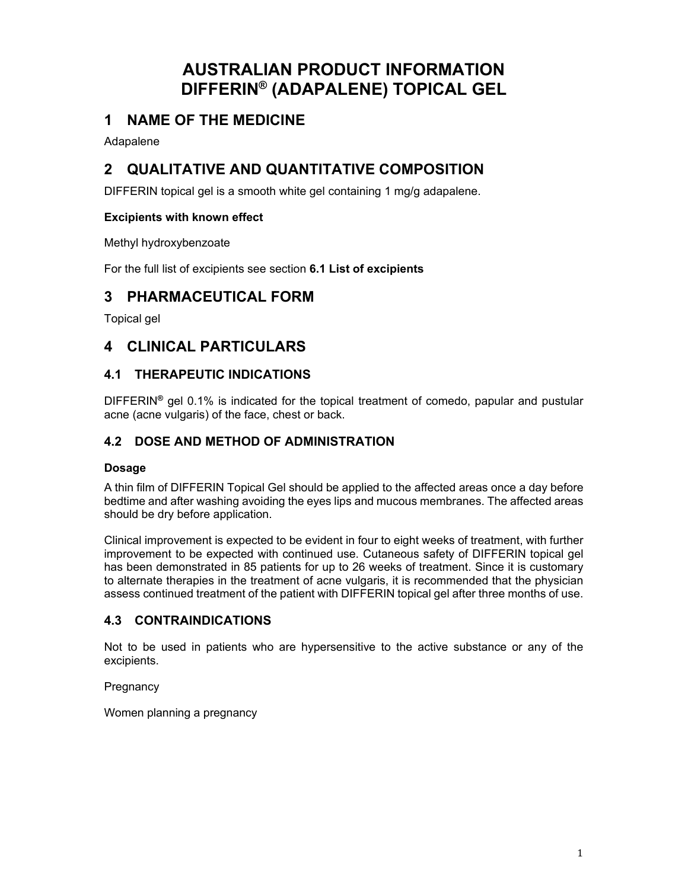# AUSTRALIAN PRODUCT INFORMATION
# DIFFERIN® (ADAPALENE) TOPICAL GEL

## 1 NAME OF THE MEDICINE

Adapalene

## 2 QUALITATIVE AND QUANTITATIVE COMPOSITION

DIFFERIN topical gel is a smooth white gel containing 1 mg/g adapalene.

**Excipients with known effect**

Methyl hydroxybenzoate

For the full list of excipients see section **6.1 List of excipients**

## 3 PHARMACEUTICAL FORM

Topical gel

## 4 CLINICAL PARTICULARS

### 4.1 THERAPEUTIC INDICATIONS

DIFFERIN® gel 0.1% is indicated for the topical treatment of comedo, papular and pustular acne (acne vulgaris) of the face, chest or back.

### 4.2 DOSE AND METHOD OF ADMINISTRATION

**Dosage**

A thin film of DIFFERIN Topical Gel should be applied to the affected areas once a day before bedtime and after washing avoiding the eyes lips and mucous membranes. The affected areas should be dry before application.

Clinical improvement is expected to be evident in four to eight weeks of treatment, with further improvement to be expected with continued use. Cutaneous safety of DIFFERIN topical gel has been demonstrated in 85 patients for up to 26 weeks of treatment. Since it is customary to alternate therapies in the treatment of acne vulgaris, it is recommended that the physician assess continued treatment of the patient with DIFFERIN topical gel after three months of use.

### 4.3 CONTRAINDICATIONS

Not to be used in patients who are hypersensitive to the active substance or any of the excipients.

Pregnancy

Women planning a pregnancy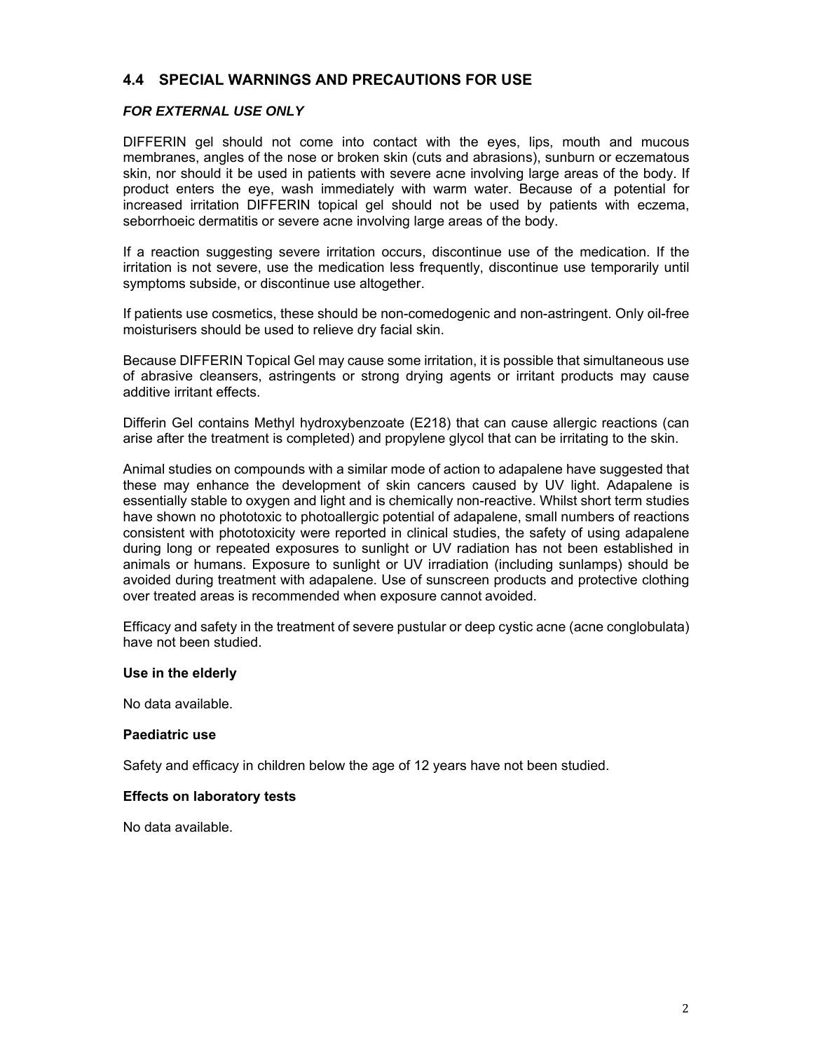## 4.4 SPECIAL WARNINGS AND PRECAUTIONS FOR USE

***FOR EXTERNAL USE ONLY***

DIFFERIN gel should not come into contact with the eyes, lips, mouth and mucous membranes, angles of the nose or broken skin (cuts and abrasions), sunburn or eczematous skin, nor should it be used in patients with severe acne involving large areas of the body. If product enters the eye, wash immediately with warm water. Because of a potential for increased irritation DIFFERIN topical gel should not be used by patients with eczema, seborrhoeic dermatitis or severe acne involving large areas of the body.

If a reaction suggesting severe irritation occurs, discontinue use of the medication. If the irritation is not severe, use the medication less frequently, discontinue use temporarily until symptoms subside, or discontinue use altogether.

If patients use cosmetics, these should be non-comedogenic and non-astringent. Only oil-free moisturisers should be used to relieve dry facial skin.

Because DIFFERIN Topical Gel may cause some irritation, it is possible that simultaneous use of abrasive cleansers, astringents or strong drying agents or irritant products may cause additive irritant effects.

Differin Gel contains Methyl hydroxybenzoate (E218) that can cause allergic reactions (can arise after the treatment is completed) and propylene glycol that can be irritating to the skin.

Animal studies on compounds with a similar mode of action to adapalene have suggested that these may enhance the development of skin cancers caused by UV light. Adapalene is essentially stable to oxygen and light and is chemically non-reactive. Whilst short term studies have shown no phototoxic to photoallergic potential of adapalene, small numbers of reactions consistent with phototoxicity were reported in clinical studies, the safety of using adapalene during long or repeated exposures to sunlight or UV radiation has not been established in animals or humans. Exposure to sunlight or UV irradiation (including sunlamps) should be avoided during treatment with adapalene. Use of sunscreen products and protective clothing over treated areas is recommended when exposure cannot avoided.

Efficacy and safety in the treatment of severe pustular or deep cystic acne (acne conglobulata) have not been studied.

**Use in the elderly**

No data available.

**Paediatric use**

Safety and efficacy in children below the age of 12 years have not been studied.

**Effects on laboratory tests**

No data available.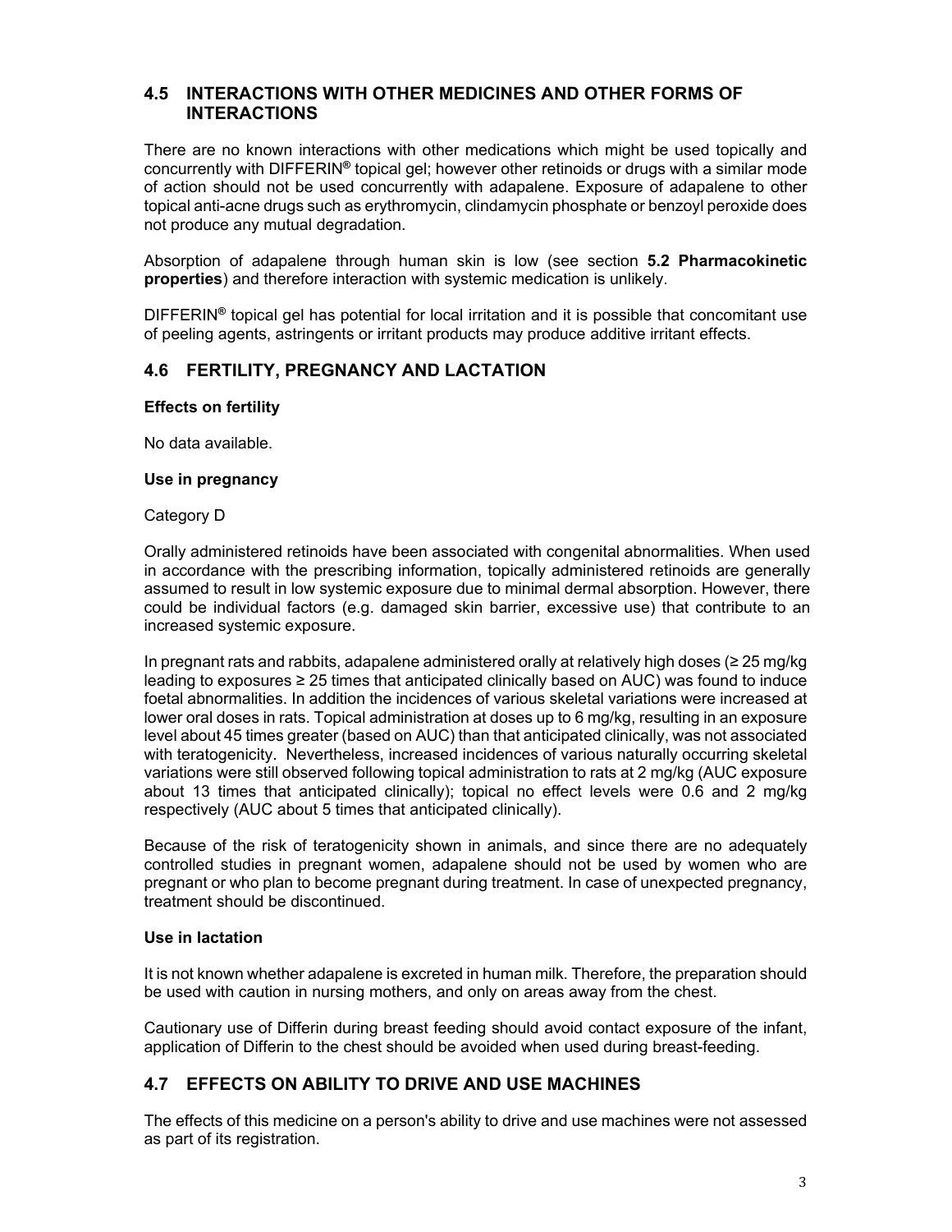## 4.5 INTERACTIONS WITH OTHER MEDICINES AND OTHER FORMS OF INTERACTIONS

There are no known interactions with other medications which might be used topically and concurrently with DIFFERIN® topical gel; however other retinoids or drugs with a similar mode of action should not be used concurrently with adapalene. Exposure of adapalene to other topical anti-acne drugs such as erythromycin, clindamycin phosphate or benzoyl peroxide does not produce any mutual degradation.

Absorption of adapalene through human skin is low (see section **5.2 Pharmacokinetic properties**) and therefore interaction with systemic medication is unlikely.

DIFFERIN® topical gel has potential for local irritation and it is possible that concomitant use of peeling agents, astringents or irritant products may produce additive irritant effects.

## 4.6 FERTILITY, PREGNANCY AND LACTATION

**Effects on fertility**

No data available.

**Use in pregnancy**

Category D

Orally administered retinoids have been associated with congenital abnormalities. When used in accordance with the prescribing information, topically administered retinoids are generally assumed to result in low systemic exposure due to minimal dermal absorption. However, there could be individual factors (e.g. damaged skin barrier, excessive use) that contribute to an increased systemic exposure.

In pregnant rats and rabbits, adapalene administered orally at relatively high doses (≥ 25 mg/kg leading to exposures ≥ 25 times that anticipated clinically based on AUC) was found to induce foetal abnormalities. In addition the incidences of various skeletal variations were increased at lower oral doses in rats. Topical administration at doses up to 6 mg/kg, resulting in an exposure level about 45 times greater (based on AUC) than that anticipated clinically, was not associated with teratogenicity. Nevertheless, increased incidences of various naturally occurring skeletal variations were still observed following topical administration to rats at 2 mg/kg (AUC exposure about 13 times that anticipated clinically); topical no effect levels were 0.6 and 2 mg/kg respectively (AUC about 5 times that anticipated clinically).

Because of the risk of teratogenicity shown in animals, and since there are no adequately controlled studies in pregnant women, adapalene should not be used by women who are pregnant or who plan to become pregnant during treatment. In case of unexpected pregnancy, treatment should be discontinued.

**Use in lactation**

It is not known whether adapalene is excreted in human milk. Therefore, the preparation should be used with caution in nursing mothers, and only on areas away from the chest.

Cautionary use of Differin during breast feeding should avoid contact exposure of the infant, application of Differin to the chest should be avoided when used during breast-feeding.

## 4.7 EFFECTS ON ABILITY TO DRIVE AND USE MACHINES

The effects of this medicine on a person's ability to drive and use machines were not assessed as part of its registration.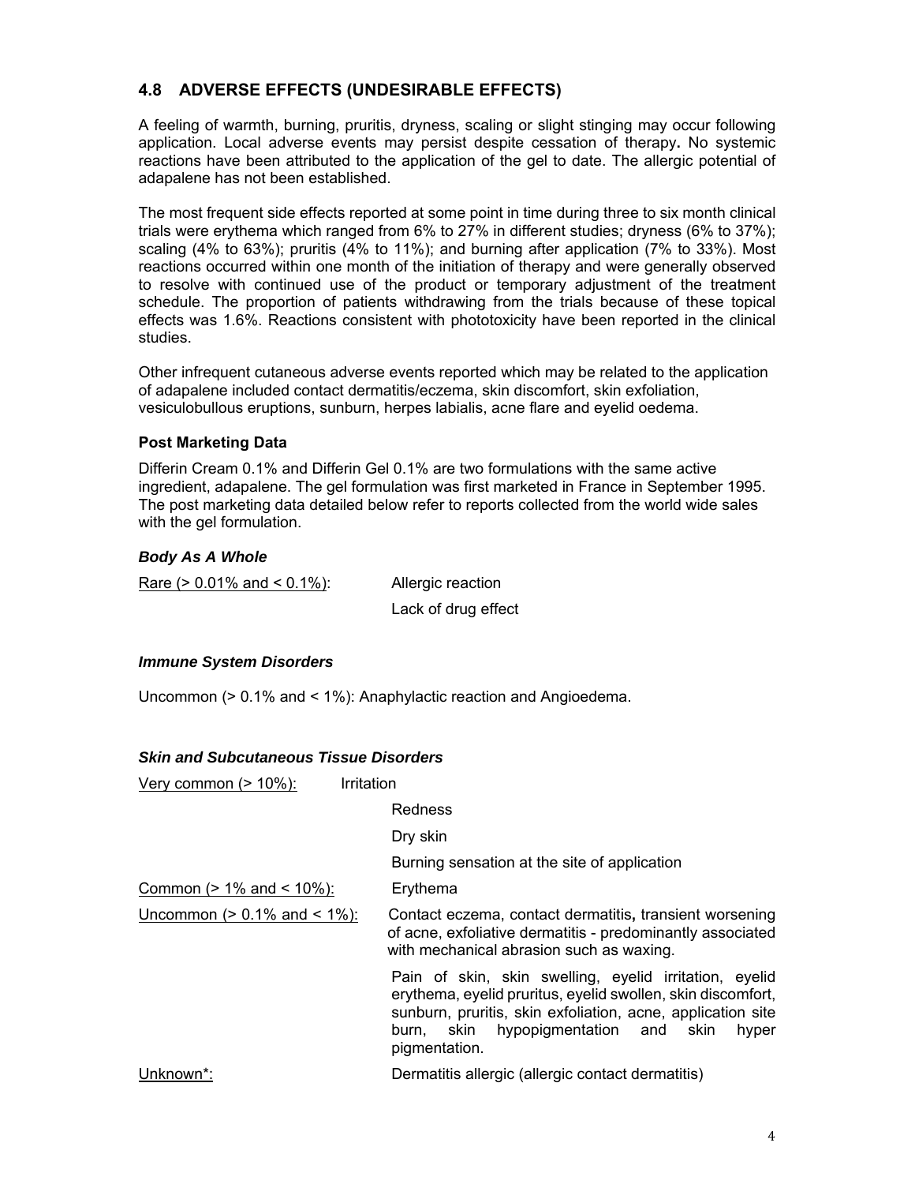## 4.8 ADVERSE EFFECTS (UNDESIRABLE EFFECTS)

A feeling of warmth, burning, pruritis, dryness, scaling or slight stinging may occur following application. Local adverse events may persist despite cessation of therapy**.** No systemic reactions have been attributed to the application of the gel to date. The allergic potential of adapalene has not been established.

The most frequent side effects reported at some point in time during three to six month clinical trials were erythema which ranged from 6% to 27% in different studies; dryness (6% to 37%); scaling (4% to 63%); pruritis (4% to 11%); and burning after application (7% to 33%). Most reactions occurred within one month of the initiation of therapy and were generally observed to resolve with continued use of the product or temporary adjustment of the treatment schedule. The proportion of patients withdrawing from the trials because of these topical effects was 1.6%. Reactions consistent with phototoxicity have been reported in the clinical studies.

Other infrequent cutaneous adverse events reported which may be related to the application of adapalene included contact dermatitis/eczema, skin discomfort, skin exfoliation, vesiculobullous eruptions, sunburn, herpes labialis, acne flare and eyelid oedema.

### Post Marketing Data

Differin Cream 0.1% and Differin Gel 0.1% are two formulations with the same active ingredient, adapalene. The gel formulation was first marketed in France in September 1995. The post marketing data detailed below refer to reports collected from the world wide sales with the gel formulation.

#### *Body As A Whole*

| | |
|---|---|
| Rare (> 0.01% and < 0.1%): | Allergic reaction |
| | Lack of drug effect |

#### *Immune System Disorders*

Uncommon (> 0.1% and < 1%): Anaphylactic reaction and Angioedema.

#### *Skin and Subcutaneous Tissue Disorders*

| | |
|---|---|
| Very common (> 10%): | Irritation |
| | Redness |
| | Dry skin |
| | Burning sensation at the site of application |
| Common (> 1% and < 10%): | Erythema |
| Uncommon (> 0.1% and < 1%): | Contact eczema, contact dermatitis**,** transient worsening of acne, exfoliative dermatitis - predominantly associated with mechanical abrasion such as waxing. |
| | Pain of skin, skin swelling, eyelid irritation, eyelid erythema, eyelid pruritus, eyelid swollen, skin discomfort, sunburn, pruritis, skin exfoliation, acne, application site burn, skin hypopigmentation and skin hyper pigmentation. |
| Unknown*: | Dermatitis allergic (allergic contact dermatitis) |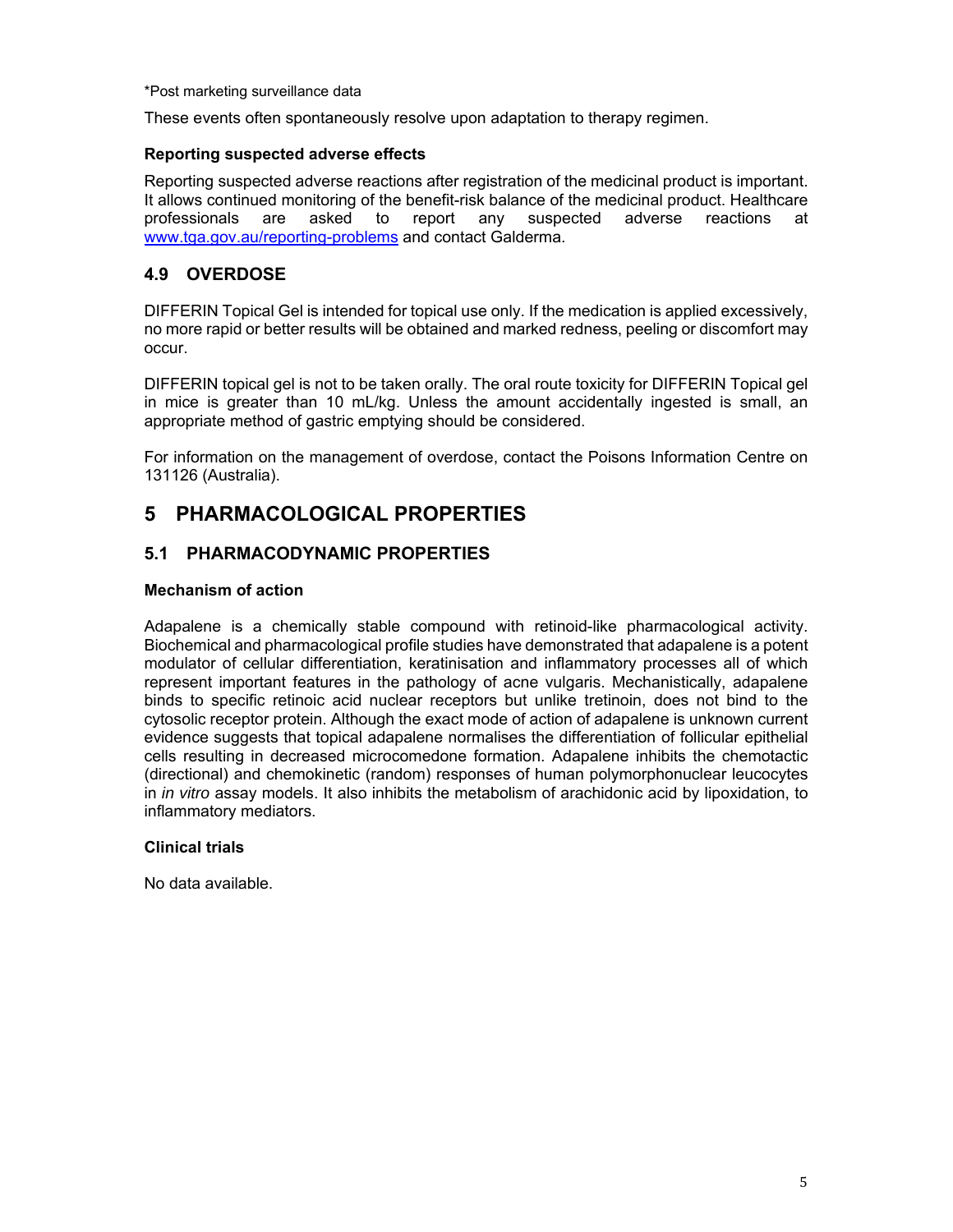*Post marketing surveillance data

These events often spontaneously resolve upon adaptation to therapy regimen.

**Reporting suspected adverse effects**

Reporting suspected adverse reactions after registration of the medicinal product is important. It allows continued monitoring of the benefit-risk balance of the medicinal product. Healthcare professionals are asked to report any suspected adverse reactions at www.tga.gov.au/reporting-problems and contact Galderma.

## 4.9 OVERDOSE

DIFFERIN Topical Gel is intended for topical use only. If the medication is applied excessively, no more rapid or better results will be obtained and marked redness, peeling or discomfort may occur.

DIFFERIN topical gel is not to be taken orally. The oral route toxicity for DIFFERIN Topical gel in mice is greater than 10 mL/kg. Unless the amount accidentally ingested is small, an appropriate method of gastric emptying should be considered.

For information on the management of overdose, contact the Poisons Information Centre on 131126 (Australia).

# 5 PHARMACOLOGICAL PROPERTIES

## 5.1 PHARMACODYNAMIC PROPERTIES

**Mechanism of action**

Adapalene is a chemically stable compound with retinoid-like pharmacological activity. Biochemical and pharmacological profile studies have demonstrated that adapalene is a potent modulator of cellular differentiation, keratinisation and inflammatory processes all of which represent important features in the pathology of acne vulgaris. Mechanistically, adapalene binds to specific retinoic acid nuclear receptors but unlike tretinoin, does not bind to the cytosolic receptor protein. Although the exact mode of action of adapalene is unknown current evidence suggests that topical adapalene normalises the differentiation of follicular epithelial cells resulting in decreased microcomedone formation. Adapalene inhibits the chemotactic (directional) and chemokinetic (random) responses of human polymorphonuclear leucocytes in *in vitro* assay models. It also inhibits the metabolism of arachidonic acid by lipoxidation, to inflammatory mediators.

**Clinical trials**

No data available.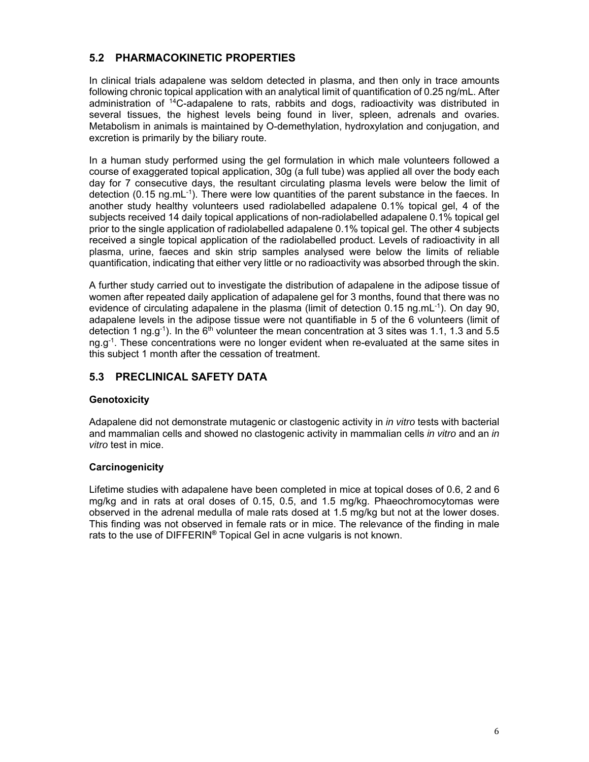## 5.2 PHARMACOKINETIC PROPERTIES

In clinical trials adapalene was seldom detected in plasma, and then only in trace amounts following chronic topical application with an analytical limit of quantification of 0.25 ng/mL. After administration of $^{14}$C-adapalene to rats, rabbits and dogs, radioactivity was distributed in several tissues, the highest levels being found in liver, spleen, adrenals and ovaries. Metabolism in animals is maintained by O-demethylation, hydroxylation and conjugation, and excretion is primarily by the biliary route.

In a human study performed using the gel formulation in which male volunteers followed a course of exaggerated topical application, 30g (a full tube) was applied all over the body each day for 7 consecutive days, the resultant circulating plasma levels were below the limit of detection (0.15 ng.mL$^{-1}$). There were low quantities of the parent substance in the faeces. In another study healthy volunteers used radiolabelled adapalene 0.1% topical gel, 4 of the subjects received 14 daily topical applications of non-radiolabelled adapalene 0.1% topical gel prior to the single application of radiolabelled adapalene 0.1% topical gel. The other 4 subjects received a single topical application of the radiolabelled product. Levels of radioactivity in all plasma, urine, faeces and skin strip samples analysed were below the limits of reliable quantification, indicating that either very little or no radioactivity was absorbed through the skin.

A further study carried out to investigate the distribution of adapalene in the adipose tissue of women after repeated daily application of adapalene gel for 3 months, found that there was no evidence of circulating adapalene in the plasma (limit of detection 0.15 ng.mL$^{-1}$). On day 90, adapalene levels in the adipose tissue were not quantifiable in 5 of the 6 volunteers (limit of detection 1 ng.g$^{-1}$). In the 6$^{th}$ volunteer the mean concentration at 3 sites was 1.1, 1.3 and 5.5 ng.g$^{-1}$. These concentrations were no longer evident when re-evaluated at the same sites in this subject 1 month after the cessation of treatment.

## 5.3 PRECLINICAL SAFETY DATA

### Genotoxicity

Adapalene did not demonstrate mutagenic or clastogenic activity in *in vitro* tests with bacterial and mammalian cells and showed no clastogenic activity in mammalian cells *in vitro* and an *in vitro* test in mice.

### Carcinogenicity

Lifetime studies with adapalene have been completed in mice at topical doses of 0.6, 2 and 6 mg/kg and in rats at oral doses of 0.15, 0.5, and 1.5 mg/kg. Phaeochromocytomas were observed in the adrenal medulla of male rats dosed at 1.5 mg/kg but not at the lower doses. This finding was not observed in female rats or in mice. The relevance of the finding in male rats to the use of DIFFERIN® Topical Gel in acne vulgaris is not known.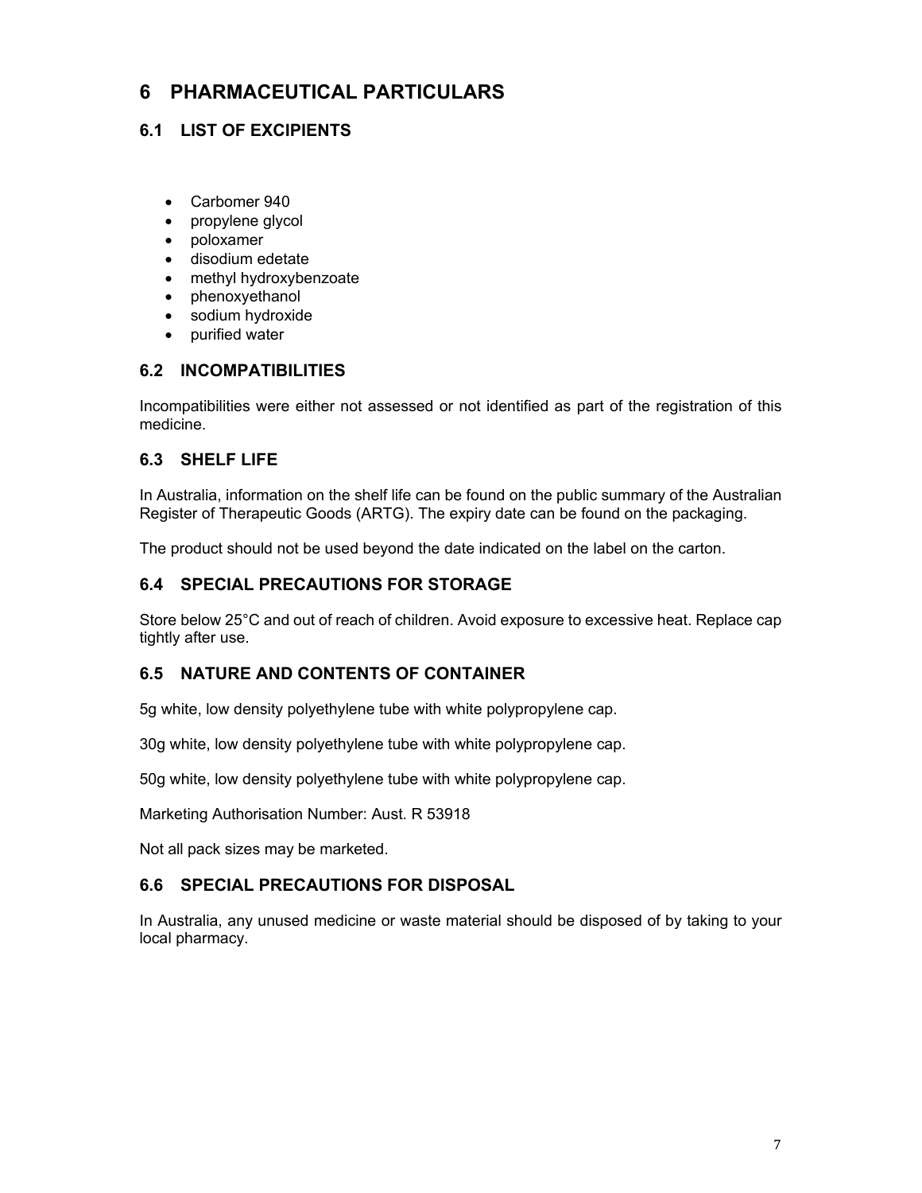# 6 PHARMACEUTICAL PARTICULARS

## 6.1 LIST OF EXCIPIENTS

- Carbomer 940
- propylene glycol
- poloxamer
- disodium edetate
- methyl hydroxybenzoate
- phenoxyethanol
- sodium hydroxide
- purified water

## 6.2 INCOMPATIBILITIES

Incompatibilities were either not assessed or not identified as part of the registration of this medicine.

## 6.3 SHELF LIFE

In Australia, information on the shelf life can be found on the public summary of the Australian Register of Therapeutic Goods (ARTG). The expiry date can be found on the packaging.

The product should not be used beyond the date indicated on the label on the carton.

## 6.4 SPECIAL PRECAUTIONS FOR STORAGE

Store below 25°C and out of reach of children. Avoid exposure to excessive heat. Replace cap tightly after use.

## 6.5 NATURE AND CONTENTS OF CONTAINER

5g white, low density polyethylene tube with white polypropylene cap.

30g white, low density polyethylene tube with white polypropylene cap.

50g white, low density polyethylene tube with white polypropylene cap.

Marketing Authorisation Number: Aust. R 53918

Not all pack sizes may be marketed.

## 6.6 SPECIAL PRECAUTIONS FOR DISPOSAL

In Australia, any unused medicine or waste material should be disposed of by taking to your local pharmacy.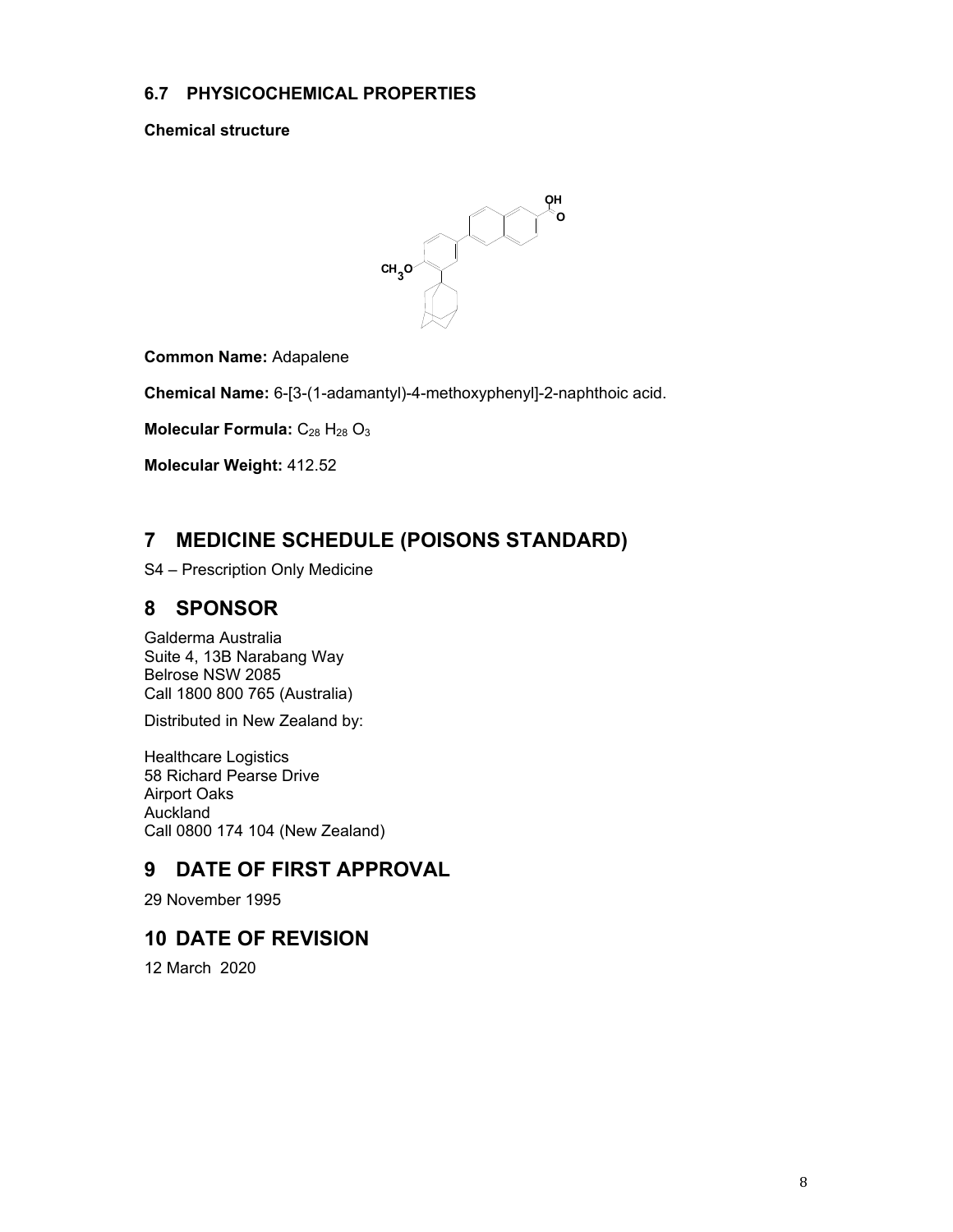### 6.7 PHYSICOCHEMICAL PROPERTIES

**Chemical structure**

**Common Name:** Adapalene

**Chemical Name:** 6-[3-(1-adamantyl)-4-methoxyphenyl]-2-naphthoic acid.

**Molecular Formula:** $C_{28}$ $H_{28}$ $O_3$

**Molecular Weight:** 412.52

## 7 MEDICINE SCHEDULE (POISONS STANDARD)

S4 – Prescription Only Medicine

## 8 SPONSOR

Galderma Australia
Suite 4, 13B Narabang Way
Belrose NSW 2085
Call 1800 800 765 (Australia)

Distributed in New Zealand by:

Healthcare Logistics
58 Richard Pearse Drive
Airport Oaks
Auckland
Call 0800 174 104 (New Zealand)

## 9 DATE OF FIRST APPROVAL

29 November 1995

## 10 DATE OF REVISION

12 March 2020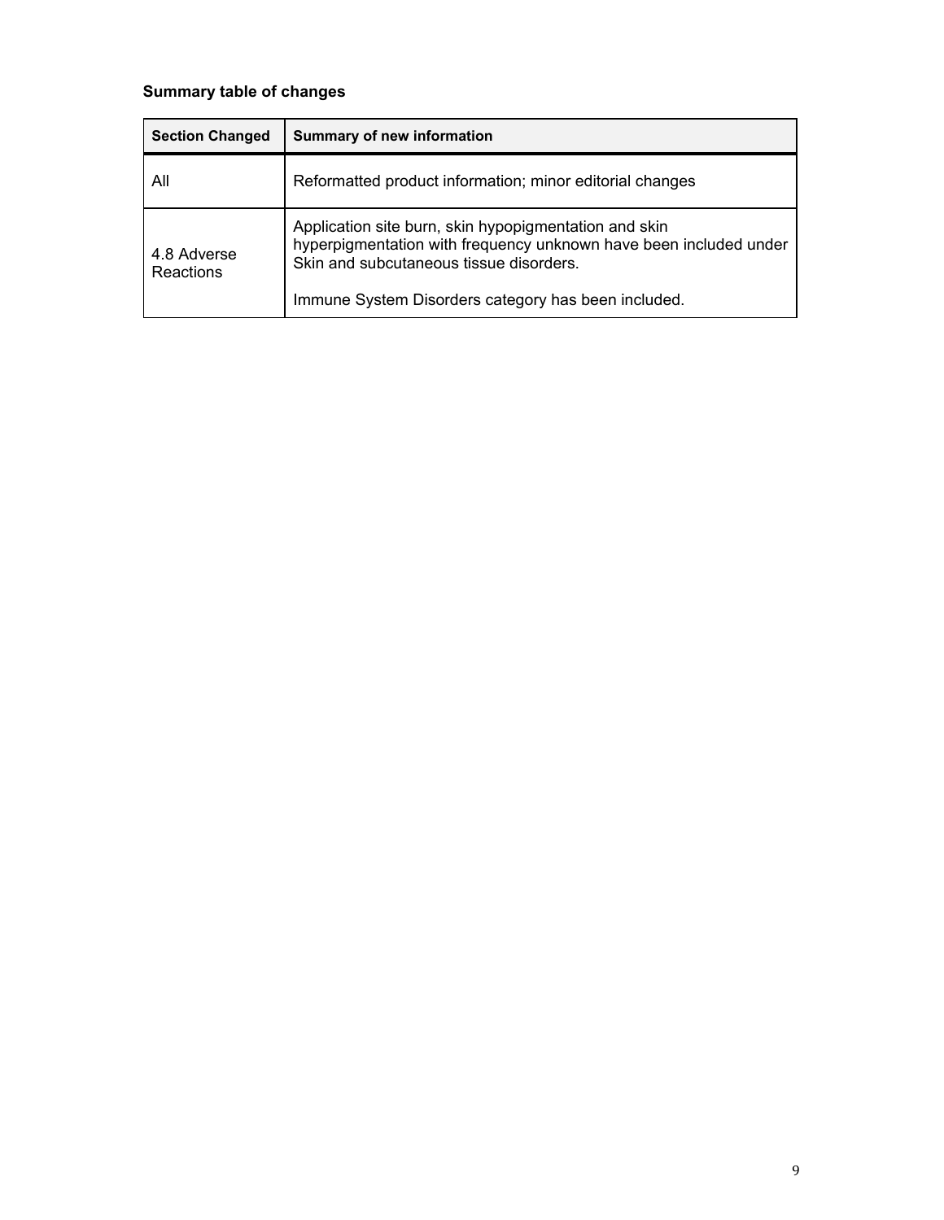**Summary table of changes**

| Section Changed | Summary of new information |
| --- | --- |
| All | Reformatted product information; minor editorial changes |
| 4.8 Adverse Reactions | Application site burn, skin hypopigmentation and skin hyperpigmentation with frequency unknown have been included under Skin and subcutaneous tissue disorders.<br><br>Immune System Disorders category has been included. |